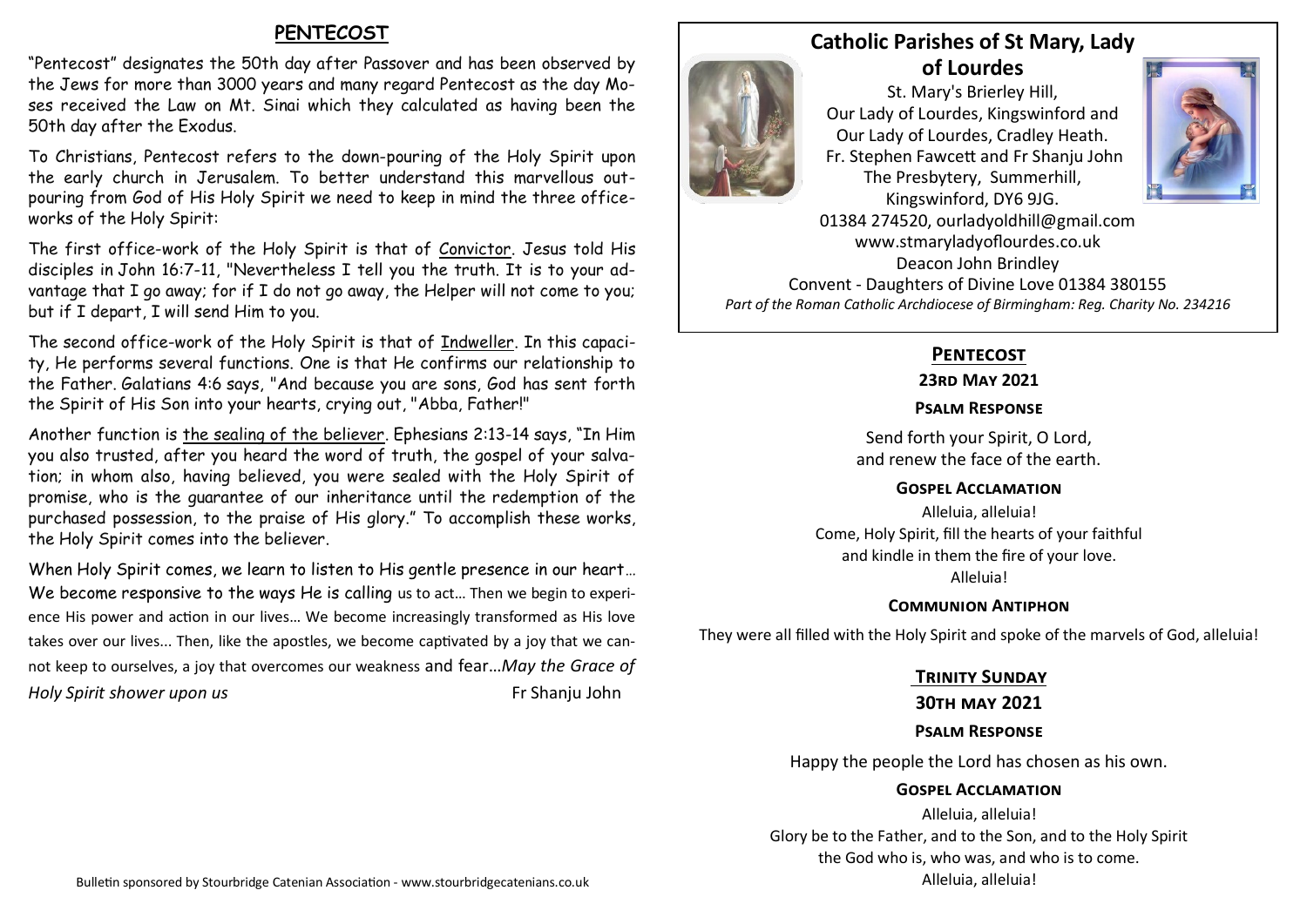## PENTECOST

"Pentecost" designates the 50th day after Passover and has been observed by the Jews for more than 3000 years and many regard Pentecost as the day Moses received the Law on Mt. Sinai which they calculated as having been the 50th day after the Exodus.

To Christians, Pentecost refers to the down-pouring of the Holy Spirit upon the early church in Jerusalem. To better understand this marvellous outpouring from God of His Holy Spirit we need to keep in mind the three office-works of the Holy Spirit:

The first office-work of the Holy Spirit is that of Convictor. Jesus told His disciples in John 16:7-11, "Nevertheless I tell you the truth. It is to your advantage that I go away; for if I do not go away, the Helper will not come to you; but if I depart, I will send Him to you.

The second office-work of the Holy Spirit is that of Indweller. In this capacity, He performs several functions. One is that He confirms our relationship to the Father. Galatians 4:6 says, "And because you are sons, God has sent forth the Spirit of His Son into your hearts, crying out, "Abba, Father!"

Another function is the sealing of the believer. Ephesians 2:13-14 says, "In Him you also trusted, after you heard the word of truth, the gospel of your salvation; in whom also, having believed, you were sealed with the Holy Spirit of promise, who is the guarantee of our inheritance until the redemption of the purchased possession, to the praise of His glory." To accomplish these works, the Holy Spirit comes into the believer.

When Holy Spirit comes, we learn to listen to His gentle presence in our heart… We become responsive to the ways He is calling us to act… Then we begin to experience His power and action in our lives… We become increasingly transformed as His love takes over our lives... Then, like the apostles, we become captivated by a joy that we cannot keep to ourselves, a joy that overcomes our weakness and fear…*May the Grace of Holy Spirit shower upon us* Fr Shanju John

# Catholic Parishes of St Mary, Lady of Lourdes

St. Mary's Brierley Hill,
Our Lady of Lourdes, Kingswinford and
Our Lady of Lourdes, Cradley Heath.
Fr. Stephen Fawcett and Fr Shanju John
The Presbytery, Summerhill,
Kingswinford, DY6 9JG.
01384 274520, ourladyoldhill@gmail.com
www.stmaryladyoflourdes.co.uk
Deacon John Brindley
Convent - Daughters of Divine Love 01384 380155

*Part of the Roman Catholic Archdiocese of Birmingham: Reg. Charity No. 234216*

## PENTECOST

**23RD MAY 2021**

**PSALM RESPONSE**

Send forth your Spirit, O Lord,
and renew the face of the earth.

**GOSPEL ACCLAMATION**

Alleluia, alleluia!
Come, Holy Spirit, fill the hearts of your faithful
and kindle in them the fire of your love.
Alleluia!

**COMMUNION ANTIPHON**

They were all filled with the Holy Spirit and spoke of the marvels of God, alleluia!

## TRINITY SUNDAY

**30TH MAY 2021**

**PSALM RESPONSE**

Happy the people the Lord has chosen as his own.

**GOSPEL ACCLAMATION**

Alleluia, alleluia!
Glory be to the Father, and to the Son, and to the Holy Spirit
the God who is, who was, and who is to come.
Alleluia, alleluia!

Bulletin sponsored by Stourbridge Catenian Association - www.stourbridgecatenians.co.uk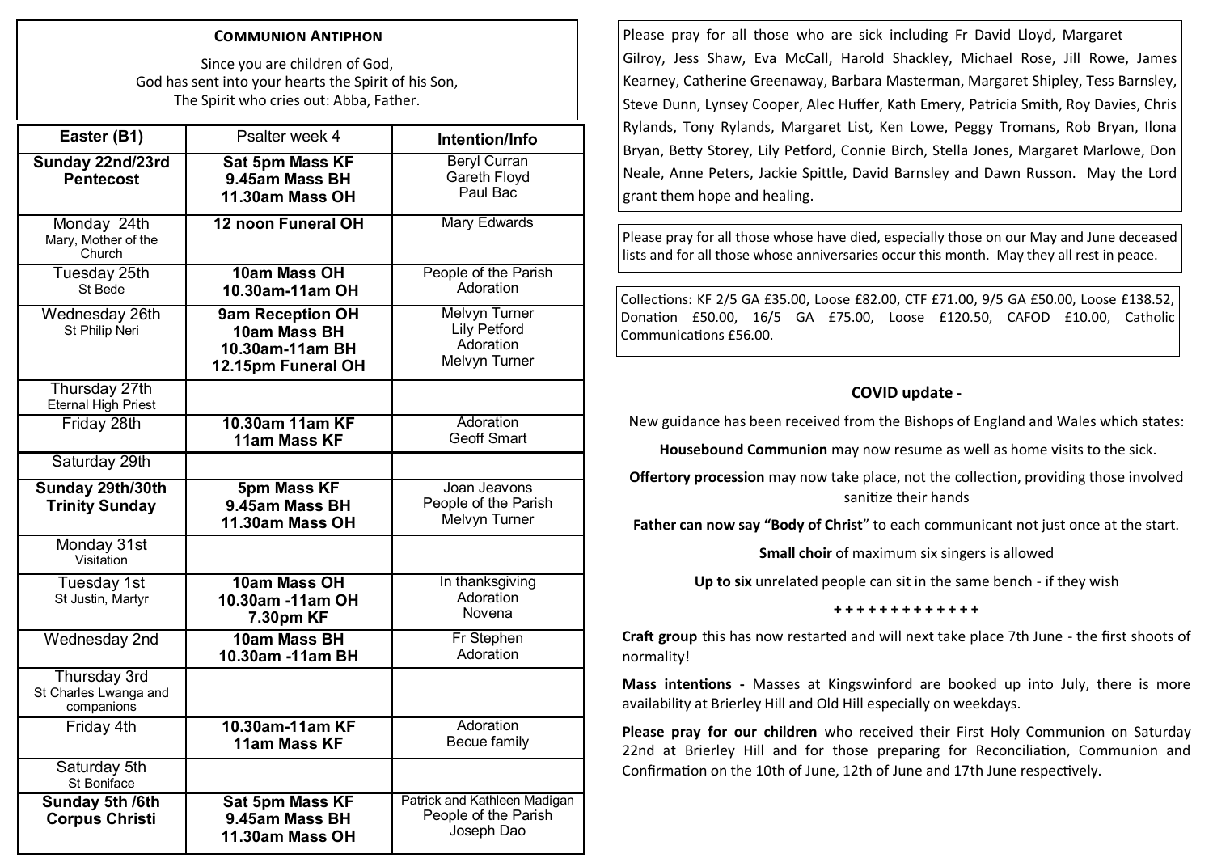**Communion Antiphon**

Since you are children of God,
God has sent into your hearts the Spirit of his Son,
The Spirit who cries out: Abba, Father.

| Easter (B1) | Psalter week 4 | Intention/Info |
|---|---|---|
| **Sunday 22nd/23rd Pentecost** | **Sat 5pm Mass KF 9.45am Mass BH 11.30am Mass OH** | Beryl Curran Gareth Floyd Paul Bac |
| Monday 24th Mary, Mother of the Church | **12 noon Funeral OH** | Mary Edwards |
| Tuesday 25th St Bede | **10am Mass OH 10.30am-11am OH** | People of the Parish Adoration |
| Wednesday 26th St Philip Neri | **9am Reception OH 10am Mass BH 10.30am-11am BH 12.15pm Funeral OH** | Melvyn Turner Lily Petford Adoration Melvyn Turner |
| Thursday 27th Eternal High Priest | | |
| Friday 28th | **10.30am 11am KF 11am Mass KF** | Adoration Geoff Smart |
| Saturday 29th | | |
| **Sunday 29th/30th Trinity Sunday** | **5pm Mass KF 9.45am Mass BH 11.30am Mass OH** | Joan Jeavons People of the Parish Melvyn Turner |
| Monday 31st Visitation | | |
| Tuesday 1st St Justin, Martyr | **10am Mass OH 10.30am -11am OH 7.30pm KF** | In thanksgiving Adoration Novena |
| Wednesday 2nd | **10am Mass BH 10.30am -11am BH** | Fr Stephen Adoration |
| Thursday 3rd St Charles Lwanga and companions | | |
| Friday 4th | **10.30am-11am KF 11am Mass KF** | Adoration Becue family |
| Saturday 5th St Boniface | | |
| **Sunday 5th /6th Corpus Christi** | **Sat 5pm Mass KF 9.45am Mass BH 11.30am Mass OH** | Patrick and Kathleen Madigan People of the Parish Joseph Dao |

Please pray for all those who are sick including Fr David Lloyd, Margaret Gilroy, Jess Shaw, Eva McCall, Harold Shackley, Michael Rose, Jill Rowe, James Kearney, Catherine Greenaway, Barbara Masterman, Margaret Shipley, Tess Barnsley, Steve Dunn, Lynsey Cooper, Alec Huffer, Kath Emery, Patricia Smith, Roy Davies, Chris Rylands, Tony Rylands, Margaret List, Ken Lowe, Peggy Tromans, Rob Bryan, Ilona Bryan, Betty Storey, Lily Petford, Connie Birch, Stella Jones, Margaret Marlowe, Don Neale, Anne Peters, Jackie Spittle, David Barnsley and Dawn Russon. May the Lord grant them hope and healing.

Please pray for all those whose have died, especially those on our May and June deceased lists and for all those whose anniversaries occur this month. May they all rest in peace.

Collections: KF 2/5 GA £35.00, Loose £82.00, CTF £71.00, 9/5 GA £50.00, Loose £138.52, Donation £50.00, 16/5 GA £75.00, Loose £120.50, CAFOD £10.00, Catholic Communications £56.00.

**COVID update -**

New guidance has been received from the Bishops of England and Wales which states:

**Housebound Communion** may now resume as well as home visits to the sick.

**Offertory procession** may now take place, not the collection, providing those involved sanitize their hands

**Father can now say "Body of Christ**" to each communicant not just once at the start.

**Small choir** of maximum six singers is allowed

**Up to six** unrelated people can sit in the same bench - if they wish

**+ + + + + + + + + + + + +**

**Craft group** this has now restarted and will next take place 7th June - the first shoots of normality!

**Mass intentions -** Masses at Kingswinford are booked up into July, there is more availability at Brierley Hill and Old Hill especially on weekdays.

**Please pray for our children** who received their First Holy Communion on Saturday 22nd at Brierley Hill and for those preparing for Reconciliation, Communion and Confirmation on the 10th of June, 12th of June and 17th June respectively.